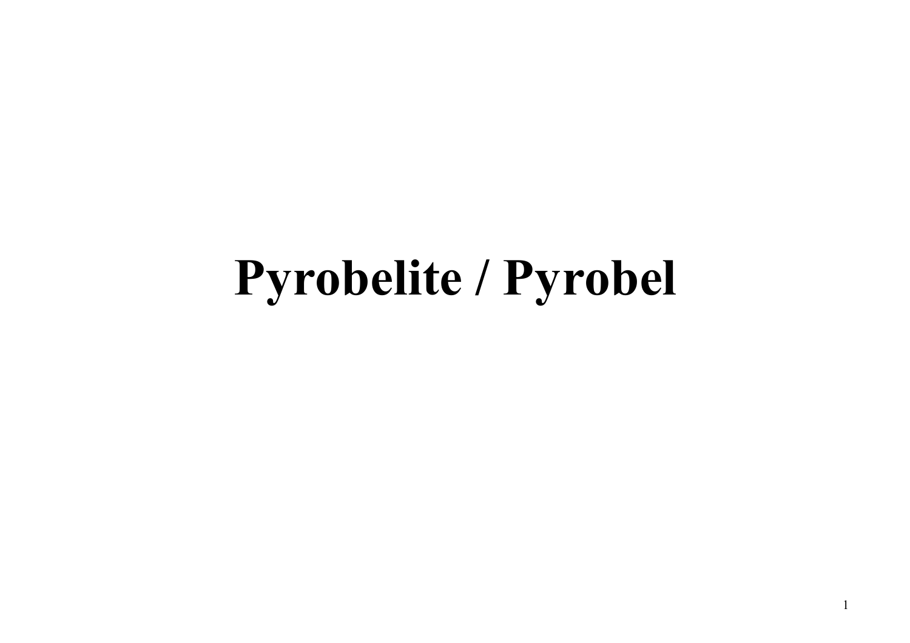# Pyrobelite / Pyrobel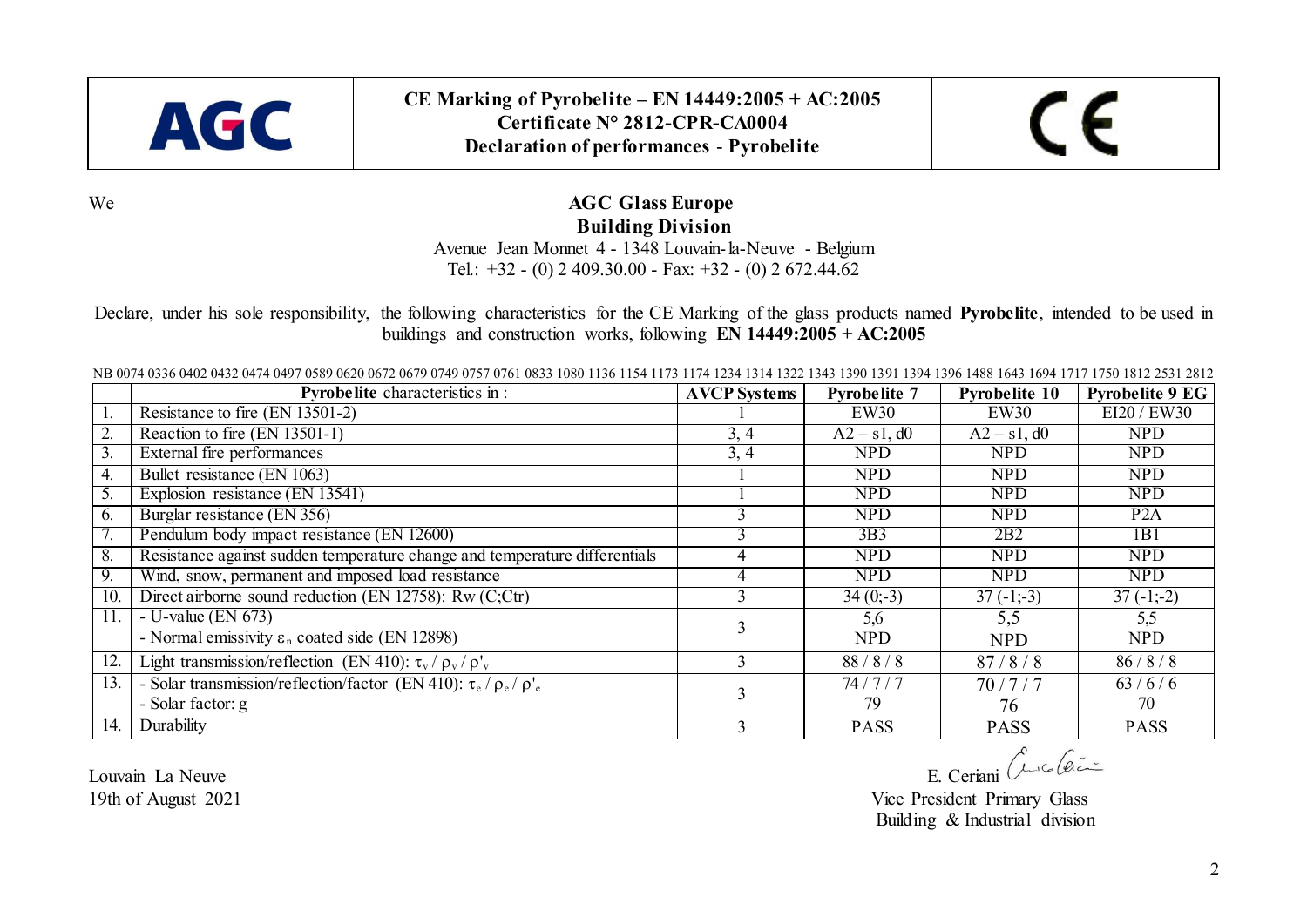| AGC | **CE Marking of Pyrobelite – EN 14449:2005 + AC:2005**<br>**Certificate N° 2812-CPR-CA0004**<br>**Declaration of performances - Pyrobelite** | CE |
|---|---|---|

We

**AGC Glass Europe**
**Building Division**
Avenue Jean Monnet 4 - 1348 Louvain-la-Neuve - Belgium
Tel.: +32 - (0) 2 409.30.00 - Fax: +32 - (0) 2 672.44.62

Declare, under his sole responsibility, the following characteristics for the CE Marking of the glass products named **Pyrobelite**, intended to be used in buildings and construction works, following **EN 14449:2005 + AC:2005**

NB 0074 0336 0402 0432 0474 0497 0589 0620 0672 0679 0749 0757 0761 0833 1080 1136 1154 1173 1174 1234 1314 1322 1343 1390 1391 1394 1396 1488 1643 1694 1717 1750 1812 2531 2812

| | **Pyrobelite** characteristics in : | **AVCP Systems** | **Pyrobelite 7** | **Pyrobelite 10** | **Pyrobelite 9 EG** |
|---|---|---|---|---|---|
| 1. | Resistance to fire (EN 13501-2) | 1 | EW30 | EW30 | EI20 / EW30 |
| 2. | Reaction to fire (EN 13501-1) | 3, 4 | A2 – s1, d0 | A2 – s1, d0 | NPD |
| 3. | External fire performances | 3, 4 | NPD | NPD | NPD |
| 4. | Bullet resistance (EN 1063) | 1 | NPD | NPD | NPD |
| 5. | Explosion resistance (EN 13541) | 1 | NPD | NPD | NPD |
| 6. | Burglar resistance (EN 356) | 3 | NPD | NPD | P2A |
| 7. | Pendulum body impact resistance (EN 12600) | 3 | 3B3 | 2B2 | 1B1 |
| 8. | Resistance against sudden temperature change and temperature differentials | 4 | NPD | NPD | NPD |
| 9. | Wind, snow, permanent and imposed load resistance | 4 | NPD | NPD | NPD |
| 10. | Direct airborne sound reduction (EN 12758): Rw (C;Ctr) | 3 | 34 (0;-3) | 37 (-1;-3) | 37 (-1;-2) |
| 11. | - U-value (EN 673)<br>- Normal emissivity $\varepsilon_n$ coated side (EN 12898) | 3 | 5,6<br>NPD | 5,5<br>NPD | 5,5<br>NPD |
| 12. | Light transmission/reflection (EN 410): $\tau_v$ / $\rho_v$ / $\rho'_v$ | 3 | 88 / 8 / 8 | 87 / 8 / 8 | 86 / 8 / 8 |
| 13. | - Solar transmission/reflection/factor (EN 410): $\tau_e$ / $\rho_e$ / $\rho'_e$<br>- Solar factor: g | 3 | 74 / 7 / 7<br>79 | 70 / 7 / 7<br>76 | 63 / 6 / 6<br>70 |
| 14. | Durability | 3 | PASS | PASS | PASS |

Louvain La Neuve
19th of August 2021

E. Ceriani
Vice President Primary Glass
Building & Industrial division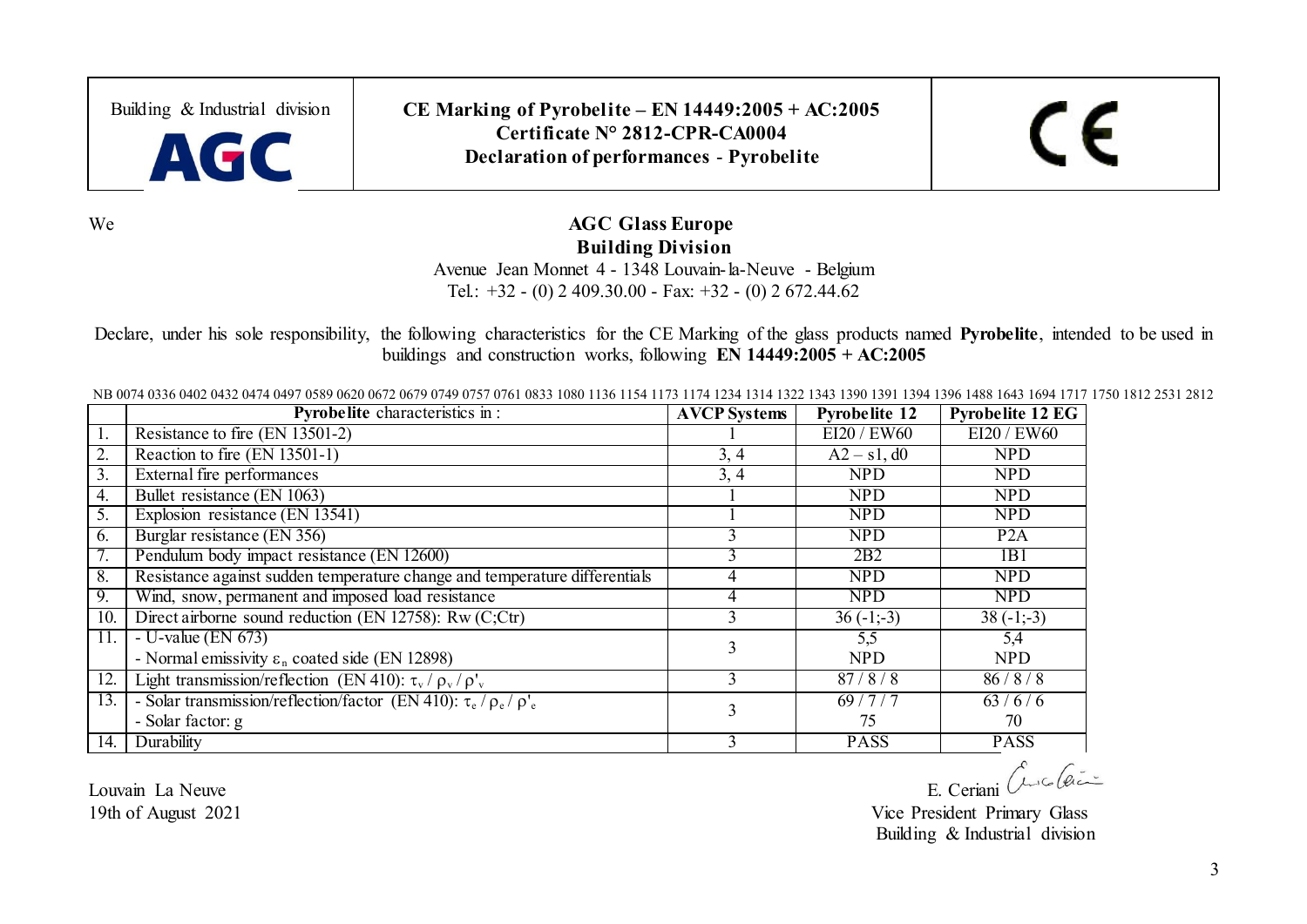Building & Industrial division

**AGC**

**CE Marking of Pyrobelite – EN 14449:2005 + AC:2005**
**Certificate N° 2812-CPR-CA0004**
**Declaration of performances - Pyrobelite**

CE

We

**AGC Glass Europe**
**Building Division**
Avenue Jean Monnet 4 - 1348 Louvain-la-Neuve - Belgium
Tel.: +32 - (0) 2 409.30.00 - Fax: +32 - (0) 2 672.44.62

Declare, under his sole responsibility, the following characteristics for the CE Marking of the glass products named **Pyrobelite**, intended to be used in buildings and construction works, following **EN 14449:2005 + AC:2005**

NB 0074 0336 0402 0432 0474 0497 0589 0620 0672 0679 0749 0757 0761 0833 1080 1136 1154 1173 1174 1234 1314 1322 1343 1390 1391 1394 1396 1488 1643 1694 1717 1750 1812 2531 2812

| | **Pyrobelite** characteristics in : | **AVCP Systems** | **Pyrobelite 12** | **Pyrobelite 12 EG** |
|---|---|---|---|---|
| 1. | Resistance to fire (EN 13501-2) | 1 | EI20 / EW60 | EI20 / EW60 |
| 2. | Reaction to fire (EN 13501-1) | 3, 4 | A2 – s1, d0 | NPD |
| 3. | External fire performances | 3, 4 | NPD | NPD |
| 4. | Bullet resistance (EN 1063) | 1 | NPD | NPD |
| 5. | Explosion resistance (EN 13541) | 1 | NPD | NPD |
| 6. | Burglar resistance (EN 356) | 3 | NPD | P2A |
| 7. | Pendulum body impact resistance (EN 12600) | 3 | 2B2 | 1B1 |
| 8. | Resistance against sudden temperature change and temperature differentials | 4 | NPD | NPD |
| 9. | Wind, snow, permanent and imposed load resistance | 4 | NPD | NPD |
| 10. | Direct airborne sound reduction (EN 12758): Rw (C;Ctr) | 3 | 36 (-1;-3) | 38 (-1;-3) |
| 11. | - U-value (EN 673)<br>- Normal emissivity $\varepsilon_n$ coated side (EN 12898) | 3 | 5,5<br>NPD | 5,4<br>NPD |
| 12. | Light transmission/reflection (EN 410): $\tau_v$ / $\rho_v$ / $\rho'_v$ | 3 | 87 / 8 / 8 | 86 / 8 / 8 |
| 13. | - Solar transmission/reflection/factor (EN 410): $\tau_e$ / $\rho_e$ / $\rho'_e$<br>- Solar factor: g | 3 | 69 / 7 / 7<br>75 | 63 / 6 / 6<br>70 |
| 14. | Durability | 3 | PASS | PASS |

Louvain La Neuve
19th of August 2021

E. Ceriani
Vice President Primary Glass
Building & Industrial division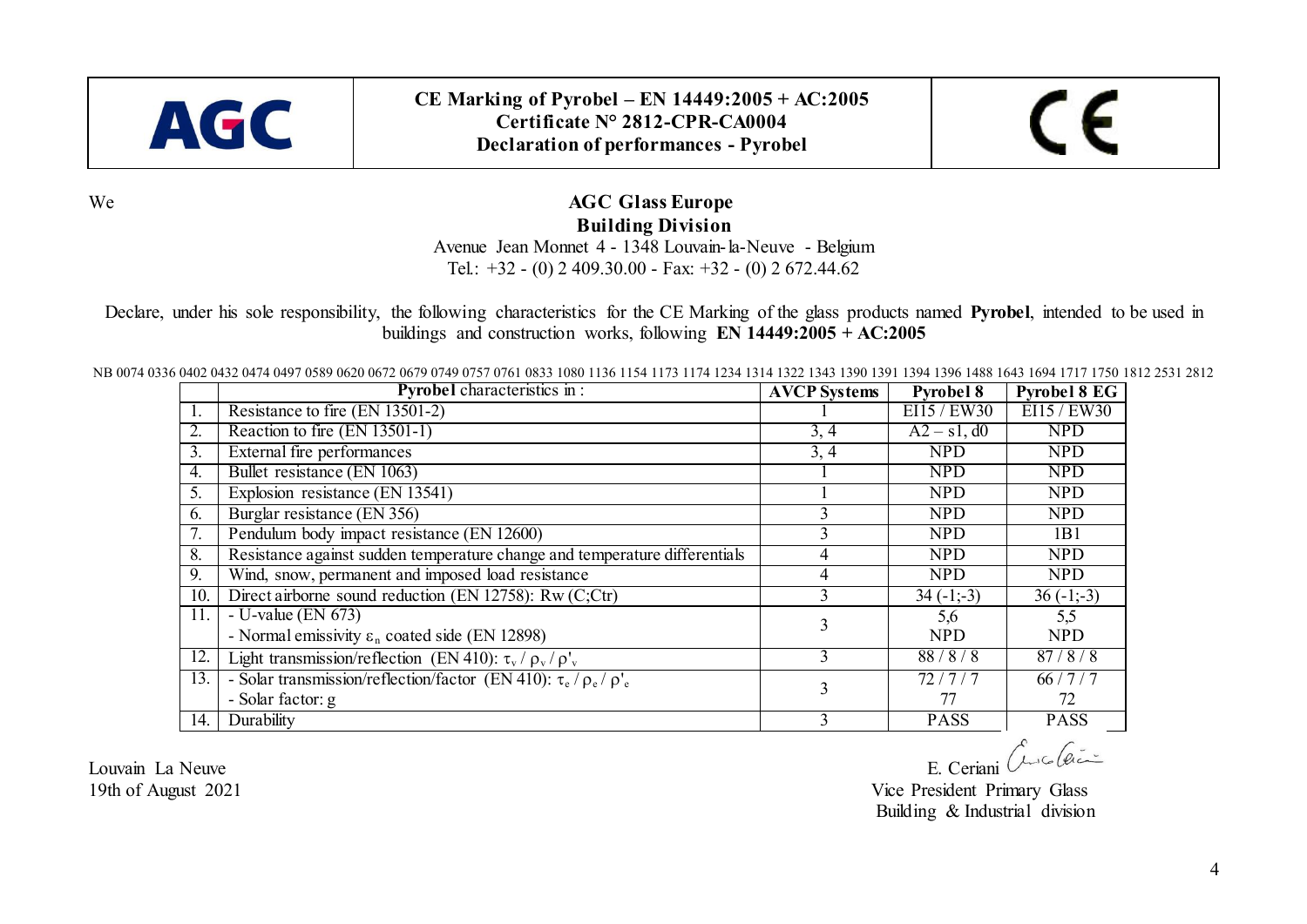| AGC | **CE Marking of Pyrobel – EN 14449:2005 + AC:2005**<br>**Certificate N° 2812-CPR-CA0004**<br>**Declaration of performances - Pyrobel** | CE |
|---|---|---|

We

**AGC Glass Europe**
**Building Division**
Avenue Jean Monnet 4 - 1348 Louvain-la-Neuve - Belgium
Tel.: +32 - (0) 2 409.30.00 - Fax: +32 - (0) 2 672.44.62

Declare, under his sole responsibility, the following characteristics for the CE Marking of the glass products named **Pyrobel**, intended to be used in buildings and construction works, following **EN 14449:2005 + AC:2005**

NB 0074 0336 0402 0432 0474 0497 0589 0620 0672 0679 0749 0757 0761 0833 1080 1136 1154 1173 1174 1234 1314 1322 1343 1390 1391 1394 1396 1488 1643 1694 1717 1750 1812 2531 2812

| | **Pyrobel** characteristics in : | **AVCP Systems** | **Pyrobel 8** | **Pyrobel 8 EG** |
|---|---|---|---|---|
| 1. | Resistance to fire (EN 13501-2) | 1 | EI15 / EW30 | EI15 / EW30 |
| 2. | Reaction to fire (EN 13501-1) | 3, 4 | A2 – s1, d0 | NPD |
| 3. | External fire performances | 3, 4 | NPD | NPD |
| 4. | Bullet resistance (EN 1063) | 1 | NPD | NPD |
| 5. | Explosion resistance (EN 13541) | 1 | NPD | NPD |
| 6. | Burglar resistance (EN 356) | 3 | NPD | NPD |
| 7. | Pendulum body impact resistance (EN 12600) | 3 | NPD | 1B1 |
| 8. | Resistance against sudden temperature change and temperature differentials | 4 | NPD | NPD |
| 9. | Wind, snow, permanent and imposed load resistance | 4 | NPD | NPD |
| 10. | Direct airborne sound reduction (EN 12758): Rw (C;Ctr) | 3 | 34 (-1;-3) | 36 (-1;-3) |
| 11. | - U-value (EN 673)<br>- Normal emissivity $\varepsilon_n$ coated side (EN 12898) | 3 | 5,6<br>NPD | 5,5<br>NPD |
| 12. | Light transmission/reflection (EN 410): $\tau_v$ / $\rho_v$ / $\rho'_v$ | 3 | 88 / 8 / 8 | 87 / 8 / 8 |
| 13. | - Solar transmission/reflection/factor (EN 410): $\tau_e$ / $\rho_e$ / $\rho'_e$<br>- Solar factor: g | 3 | 72 / 7 / 7<br>77 | 66 / 7 / 7<br>72 |
| 14. | Durability | 3 | PASS | PASS |

Louvain La Neuve
19th of August 2021

E. Ceriani
Vice President Primary Glass
Building & Industrial division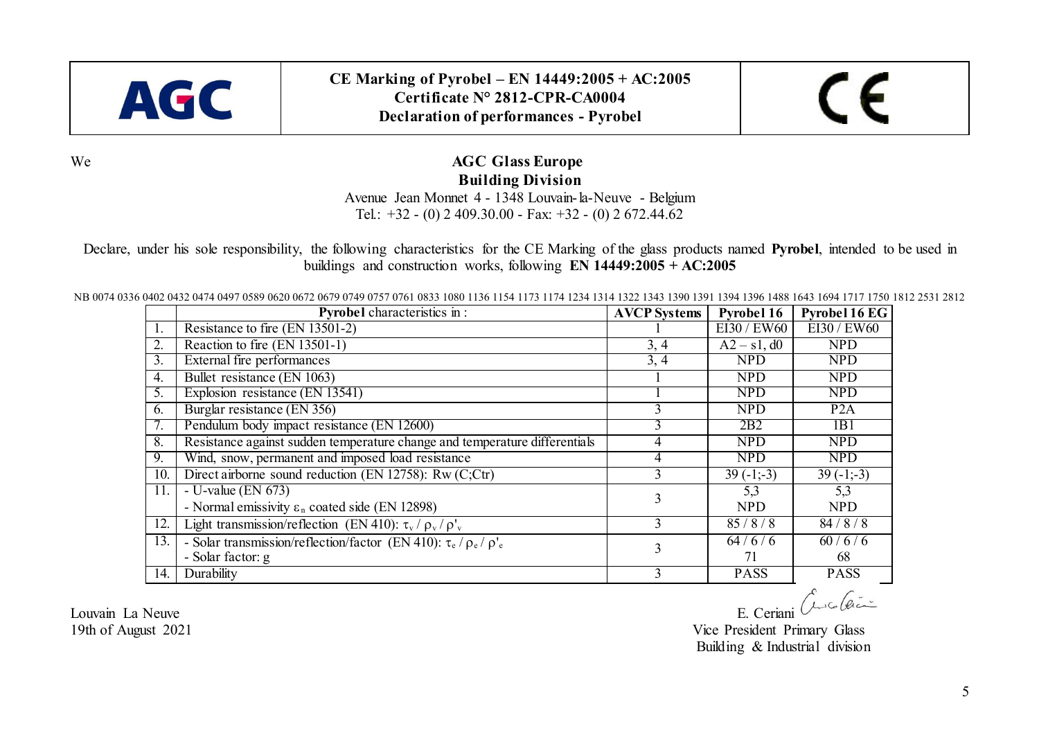| AGC | **CE Marking of Pyrobel – EN 14449:2005 + AC:2005**<br>**Certificate N° 2812-CPR-CA0004**<br>**Declaration of performances - Pyrobel** | CE |
|---|---|---|

We

**AGC Glass Europe**
**Building Division**
Avenue Jean Monnet 4 - 1348 Louvain-la-Neuve - Belgium
Tel.: +32 - (0) 2 409.30.00 - Fax: +32 - (0) 2 672.44.62

Declare, under his sole responsibility, the following characteristics for the CE Marking of the glass products named **Pyrobel**, intended to be used in buildings and construction works, following **EN 14449:2005 + AC:2005**

NB 0074 0336 0402 0432 0474 0497 0589 0620 0672 0679 0749 0757 0761 0833 1080 1136 1154 1173 1174 1234 1314 1322 1343 1390 1391 1394 1396 1488 1643 1694 1717 1750 1812 2531 2812

| | **Pyrobel** characteristics in : | **AVCP Systems** | **Pyrobel 16** | **Pyrobel 16 EG** |
|---|---|---|---|---|
| 1. | Resistance to fire (EN 13501-2) | 1 | EI30 / EW60 | EI30 / EW60 |
| 2. | Reaction to fire (EN 13501-1) | 3, 4 | A2 – s1, d0 | NPD |
| 3. | External fire performances | 3, 4 | NPD | NPD |
| 4. | Bullet resistance (EN 1063) | 1 | NPD | NPD |
| 5. | Explosion resistance (EN 13541) | 1 | NPD | NPD |
| 6. | Burglar resistance (EN 356) | 3 | NPD | P2A |
| 7. | Pendulum body impact resistance (EN 12600) | 3 | 2B2 | 1B1 |
| 8. | Resistance against sudden temperature change and temperature differentials | 4 | NPD | NPD |
| 9. | Wind, snow, permanent and imposed load resistance | 4 | NPD | NPD |
| 10. | Direct airborne sound reduction (EN 12758): Rw (C;Ctr) | 3 | 39 (-1;-3) | 39 (-1;-3) |
| 11. | - U-value (EN 673)<br>- Normal emissivity $\varepsilon_n$ coated side (EN 12898) | 3 | 5,3<br>NPD | 5,3<br>NPD |
| 12. | Light transmission/reflection (EN 410): $\tau_v$ / $\rho_v$ / $\rho'_v$ | 3 | 85 / 8 / 8 | 84 / 8 / 8 |
| 13. | - Solar transmission/reflection/factor (EN 410): $\tau_e$ / $\rho_e$ / $\rho'_e$<br>- Solar factor: g | 3 | 64 / 6 / 6<br>71 | 60 / 6 / 6<br>68 |
| 14. | Durability | 3 | PASS | PASS |

Louvain La Neuve
19th of August 2021

E. Ceriani
Vice President Primary Glass
Building & Industrial division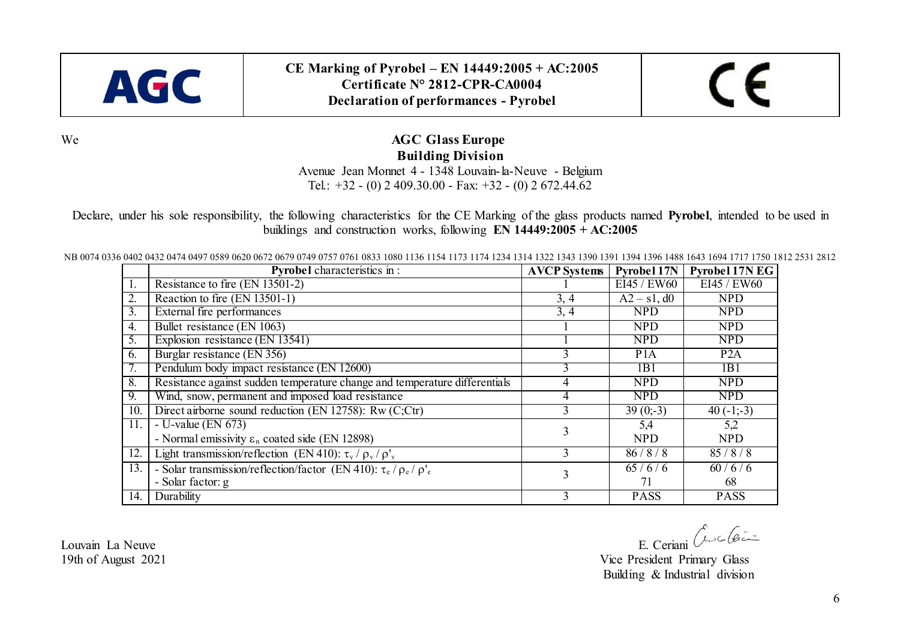**CE Marking of Pyrobel – EN 14449:2005 + AC:2005**
**Certificate N° 2812-CPR-CA0004**
**Declaration of performances - Pyrobel**

We

**AGC Glass Europe**
**Building Division**
Avenue Jean Monnet 4 - 1348 Louvain-la-Neuve - Belgium
Tel.: +32 - (0) 2 409.30.00 - Fax: +32 - (0) 2 672.44.62

Declare, under his sole responsibility, the following characteristics for the CE Marking of the glass products named **Pyrobel**, intended to be used in buildings and construction works, following **EN 14449:2005 + AC:2005**

NB 0074 0336 0402 0432 0474 0497 0589 0620 0672 0679 0749 0757 0761 0833 1080 1136 1154 1173 1174 1234 1314 1322 1343 1390 1391 1394 1396 1488 1643 1694 1717 1750 1812 2531 2812

| | **Pyrobel** characteristics in : | **AVCP Systems** | **Pyrobel 17N** | **Pyrobel 17N EG** |
|---|---|---|---|---|
| 1. | Resistance to fire (EN 13501-2) | 1 | EI45 / EW60 | EI45 / EW60 |
| 2. | Reaction to fire (EN 13501-1) | 3, 4 | A2 – s1, d0 | NPD |
| 3. | External fire performances | 3, 4 | NPD | NPD |
| 4. | Bullet resistance (EN 1063) | 1 | NPD | NPD |
| 5. | Explosion resistance (EN 13541) | 1 | NPD | NPD |
| 6. | Burglar resistance (EN 356) | 3 | P1A | P2A |
| 7. | Pendulum body impact resistance (EN 12600) | 3 | 1B1 | 1B1 |
| 8. | Resistance against sudden temperature change and temperature differentials | 4 | NPD | NPD |
| 9. | Wind, snow, permanent and imposed load resistance | 4 | NPD | NPD |
| 10. | Direct airborne sound reduction (EN 12758): Rw (C;Ctr) | 3 | 39 (0;-3) | 40 (-1;-3) |
| 11. | - U-value (EN 673)<br>- Normal emissivity $\varepsilon_n$ coated side (EN 12898) | 3 | 5,4<br>NPD | 5,2<br>NPD |
| 12. | Light transmission/reflection (EN 410): $\tau_v$ / $\rho_v$ / $\rho'_v$ | 3 | 86 / 8 / 8 | 85 / 8 / 8 |
| 13. | - Solar transmission/reflection/factor (EN 410): $\tau_e$ / $\rho_e$ / $\rho'_e$<br>- Solar factor: g | 3 | 65 / 6 / 6<br>71 | 60 / 6 / 6<br>68 |
| 14. | Durability | 3 | PASS | PASS |

Louvain La Neuve
19th of August 2021

E. Ceriani
Vice President Primary Glass
Building & Industrial division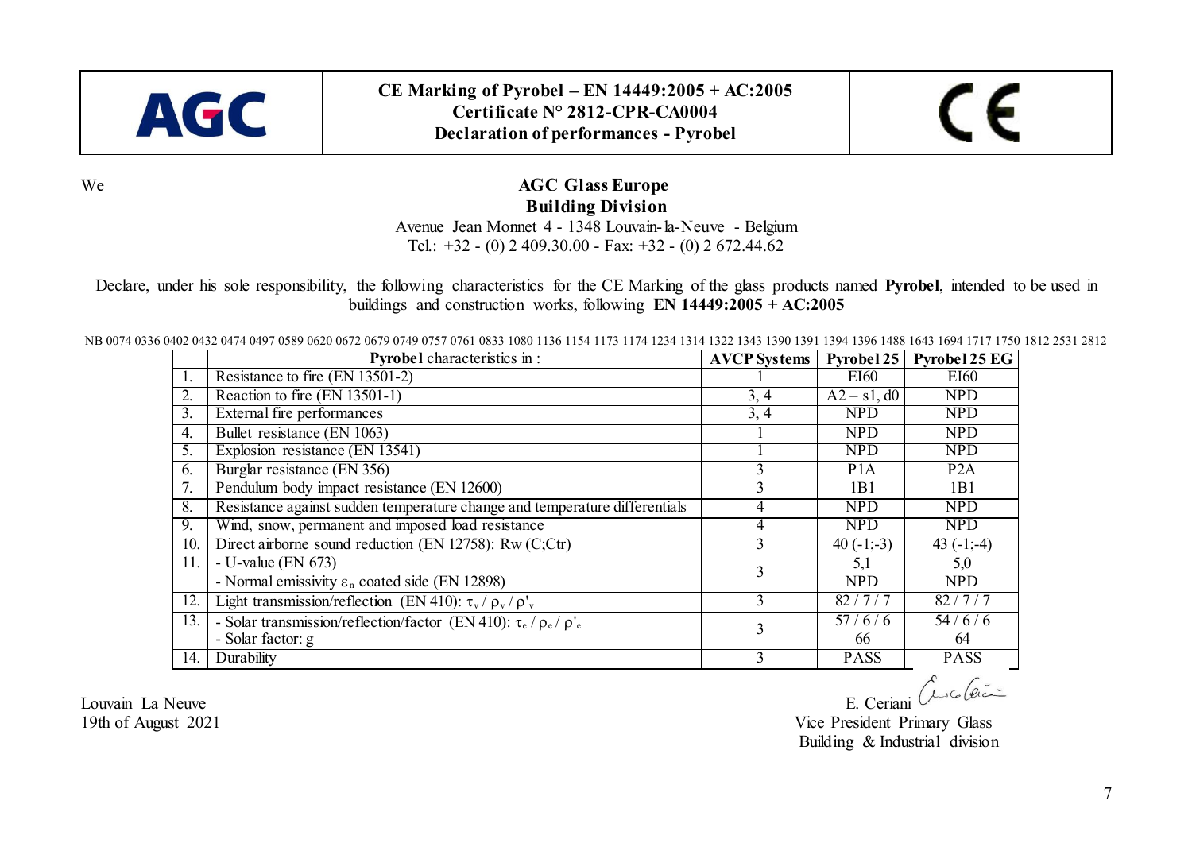| AGC | **CE Marking of Pyrobel – EN 14449:2005 + AC:2005**<br>**Certificate N° 2812-CPR-CA0004**<br>**Declaration of performances - Pyrobel** | CE |
|---|---|---|

We

**AGC Glass Europe**
**Building Division**
Avenue Jean Monnet 4 - 1348 Louvain-la-Neuve - Belgium
Tel.: +32 - (0) 2 409.30.00 - Fax: +32 - (0) 2 672.44.62

Declare, under his sole responsibility, the following characteristics for the CE Marking of the glass products named **Pyrobel**, intended to be used in buildings and construction works, following **EN 14449:2005 + AC:2005**

NB 0074 0336 0402 0432 0474 0497 0589 0620 0672 0679 0749 0757 0761 0833 1080 1136 1154 1173 1174 1234 1314 1322 1343 1390 1391 1394 1396 1488 1643 1694 1717 1750 1812 2531 2812

| | **Pyrobel** characteristics in : | **AVCP Systems** | **Pyrobel 25** | **Pyrobel 25 EG** |
|---|---|---|---|---|
| 1. | Resistance to fire (EN 13501-2) | 1 | EI60 | EI60 |
| 2. | Reaction to fire (EN 13501-1) | 3, 4 | A2 – s1, d0 | NPD |
| 3. | External fire performances | 3, 4 | NPD | NPD |
| 4. | Bullet resistance (EN 1063) | 1 | NPD | NPD |
| 5. | Explosion resistance (EN 13541) | 1 | NPD | NPD |
| 6. | Burglar resistance (EN 356) | 3 | P1A | P2A |
| 7. | Pendulum body impact resistance (EN 12600) | 3 | 1B1 | 1B1 |
| 8. | Resistance against sudden temperature change and temperature differentials | 4 | NPD | NPD |
| 9. | Wind, snow, permanent and imposed load resistance | 4 | NPD | NPD |
| 10. | Direct airborne sound reduction (EN 12758): Rw (C;Ctr) | 3 | 40 (-1;-3) | 43 (-1;-4) |
| 11. | - U-value (EN 673)<br>- Normal emissivity $\varepsilon_n$ coated side (EN 12898) | 3 | 5,1<br>NPD | 5,0<br>NPD |
| 12. | Light transmission/reflection (EN 410): $\tau_v$ / $\rho_v$ / $\rho'_v$ | 3 | 82 / 7 / 7 | 82 / 7 / 7 |
| 13. | - Solar transmission/reflection/factor (EN 410): $\tau_e$ / $\rho_e$ / $\rho'_e$<br>- Solar factor: g | 3 | 57 / 6 / 6<br>66 | 54 / 6 / 6<br>64 |
| 14. | Durability | 3 | PASS | PASS |

Louvain La Neuve
19th of August 2021

E. Ceriani
Vice President Primary Glass
Building & Industrial division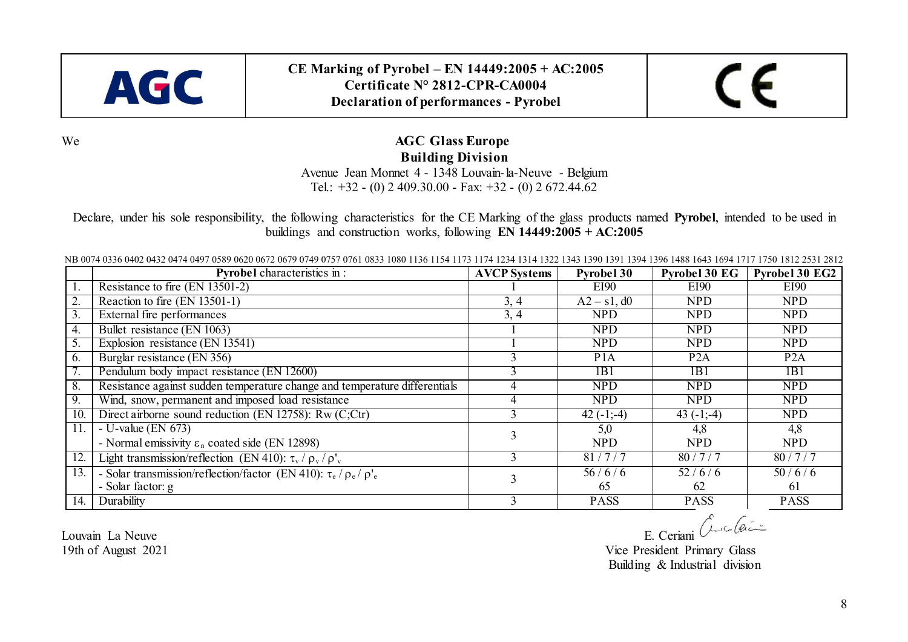AGC

**CE Marking of Pyrobel – EN 14449:2005 + AC:2005**
**Certificate N° 2812-CPR-CA0004**
**Declaration of performances - Pyrobel**

CE

We

**AGC Glass Europe**
**Building Division**
Avenue Jean Monnet 4 - 1348 Louvain-la-Neuve - Belgium
Tel.: +32 - (0) 2 409.30.00 - Fax: +32 - (0) 2 672.44.62

Declare, under his sole responsibility, the following characteristics for the CE Marking of the glass products named **Pyrobel**, intended to be used in buildings and construction works, following **EN 14449:2005 + AC:2005**

NB 0074 0336 0402 0432 0474 0497 0589 0620 0672 0679 0749 0757 0761 0833 1080 1136 1154 1173 1174 1234 1314 1322 1343 1390 1391 1394 1396 1488 1643 1694 1717 1750 1812 2531 2812

| | **Pyrobel** characteristics in : | **AVCP Systems** | **Pyrobel 30** | **Pyrobel 30 EG** | **Pyrobel 30 EG2** |
|---|---|---|---|---|---|
| 1. | Resistance to fire (EN 13501-2) | 1 | EI90 | EI90 | EI90 |
| 2. | Reaction to fire (EN 13501-1) | 3, 4 | A2 – s1, d0 | NPD | NPD |
| 3. | External fire performances | 3, 4 | NPD | NPD | NPD |
| 4. | Bullet resistance (EN 1063) | 1 | NPD | NPD | NPD |
| 5. | Explosion resistance (EN 13541) | 1 | NPD | NPD | NPD |
| 6. | Burglar resistance (EN 356) | 3 | P1A | P2A | P2A |
| 7. | Pendulum body impact resistance (EN 12600) | 3 | 1B1 | 1B1 | 1B1 |
| 8. | Resistance against sudden temperature change and temperature differentials | 4 | NPD | NPD | NPD |
| 9. | Wind, snow, permanent and imposed load resistance | 4 | NPD | NPD | NPD |
| 10. | Direct airborne sound reduction (EN 12758): Rw (C;Ctr) | 3 | 42 (-1;-4) | 43 (-1;-4) | NPD |
| 11. | - U-value (EN 673)<br>- Normal emissivity $\varepsilon_n$ coated side (EN 12898) | 3 | 5,0<br>NPD | 4,8<br>NPD | 4,8<br>NPD |
| 12. | Light transmission/reflection (EN 410): $\tau_v$ / $\rho_v$ / $\rho'_v$ | 3 | 81 / 7 / 7 | 80 / 7 / 7 | 80 / 7 / 7 |
| 13. | - Solar transmission/reflection/factor (EN 410): $\tau_e$ / $\rho_e$ / $\rho'_e$<br>- Solar factor: g | 3 | 56 / 6 / 6<br>65 | 52 / 6 / 6<br>62 | 50 / 6 / 6<br>61 |
| 14. | Durability | 3 | PASS | PASS | PASS |

Louvain La Neuve
19th of August 2021

E. Ceriani
Vice President Primary Glass
Building & Industrial division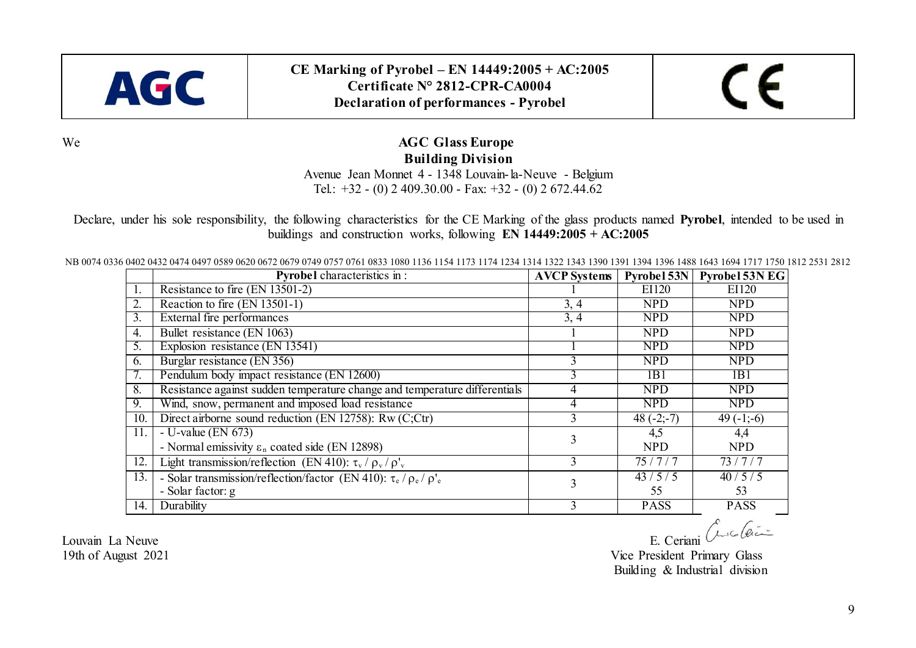| AGC | **CE Marking of Pyrobel – EN 14449:2005 + AC:2005**<br>**Certificate N° 2812-CPR-CA0004**<br>**Declaration of performances - Pyrobel** | CE |
|---|---|---|

We

**AGC Glass Europe**
**Building Division**
Avenue Jean Monnet 4 - 1348 Louvain-la-Neuve - Belgium
Tel.: +32 - (0) 2 409.30.00 - Fax: +32 - (0) 2 672.44.62

Declare, under his sole responsibility, the following characteristics for the CE Marking of the glass products named **Pyrobel**, intended to be used in buildings and construction works, following **EN 14449:2005 + AC:2005**

NB 0074 0336 0402 0432 0474 0497 0589 0620 0672 0679 0749 0757 0761 0833 1080 1136 1154 1173 1174 1234 1314 1322 1343 1390 1391 1394 1396 1488 1643 1694 1717 1750 1812 2531 2812

| | **Pyrobel** characteristics in : | **AVCP Systems** | **Pyrobel 53N** | **Pyrobel 53N EG** |
|---|---|---|---|---|
| 1. | Resistance to fire (EN 13501-2) | 1 | EI120 | EI120 |
| 2. | Reaction to fire (EN 13501-1) | 3, 4 | NPD | NPD |
| 3. | External fire performances | 3, 4 | NPD | NPD |
| 4. | Bullet resistance (EN 1063) | 1 | NPD | NPD |
| 5. | Explosion resistance (EN 13541) | 1 | NPD | NPD |
| 6. | Burglar resistance (EN 356) | 3 | NPD | NPD |
| 7. | Pendulum body impact resistance (EN 12600) | 3 | 1B1 | 1B1 |
| 8. | Resistance against sudden temperature change and temperature differentials | 4 | NPD | NPD |
| 9. | Wind, snow, permanent and imposed load resistance | 4 | NPD | NPD |
| 10. | Direct airborne sound reduction (EN 12758): Rw (C;Ctr) | 3 | 48 (-2;-7) | 49 (-1;-6) |
| 11. | - U-value (EN 673)<br>- Normal emissivity $\varepsilon_n$ coated side (EN 12898) | 3 | 4,5<br>NPD | 4,4<br>NPD |
| 12. | Light transmission/reflection (EN 410): $\tau_v$ / $\rho_v$ / $\rho'_v$ | 3 | 75 / 7 / 7 | 73 / 7 / 7 |
| 13. | - Solar transmission/reflection/factor (EN 410): $\tau_e$ / $\rho_e$ / $\rho'_e$<br>- Solar factor: g | 3 | 43 / 5 / 5<br>55 | 40 / 5 / 5<br>53 |
| 14. | Durability | 3 | PASS | PASS |

Louvain La Neuve
19th of August 2021

E. Ceriani
Vice President Primary Glass
Building & Industrial division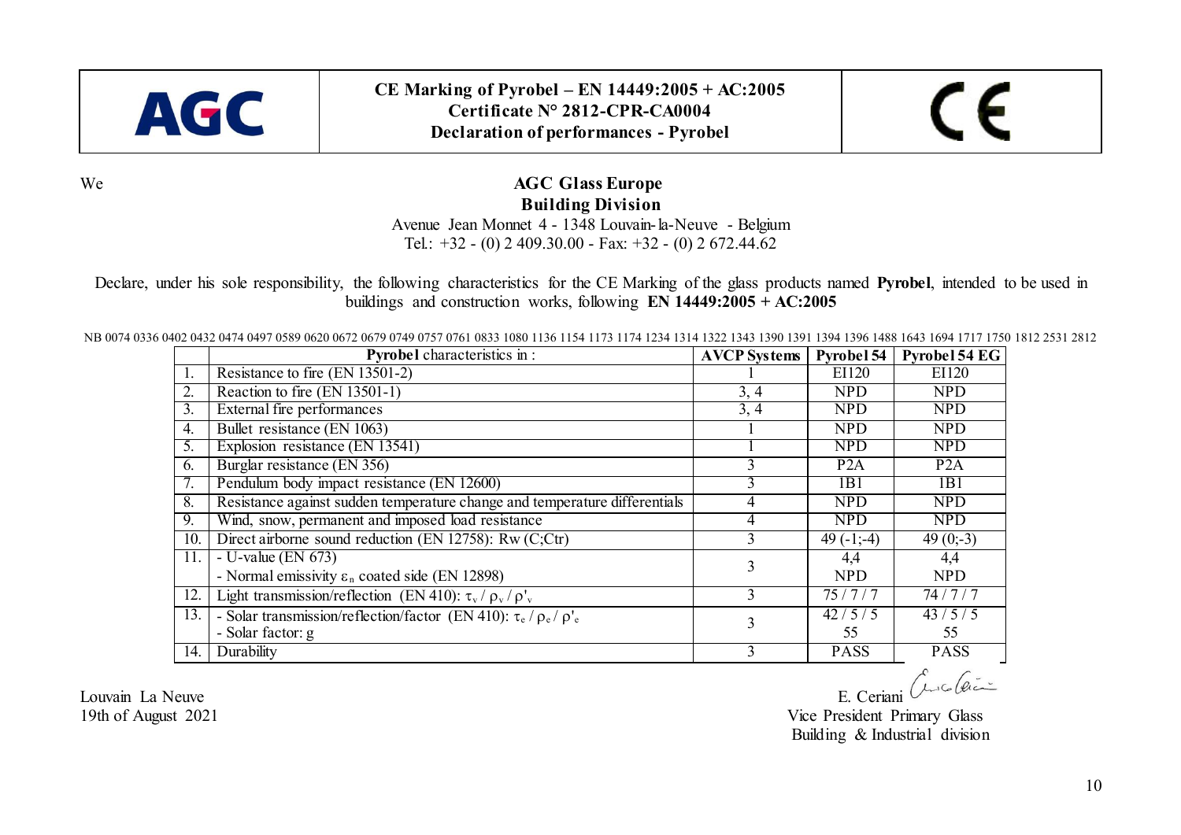| AGC | **CE Marking of Pyrobel – EN 14449:2005 + AC:2005**<br>**Certificate N° 2812-CPR-CA0004**<br>**Declaration of performances - Pyrobel** | CE |
|---|---|---|

We

**AGC Glass Europe**
**Building Division**
Avenue Jean Monnet 4 - 1348 Louvain-la-Neuve - Belgium
Tel.: +32 - (0) 2 409.30.00 - Fax: +32 - (0) 2 672.44.62

Declare, under his sole responsibility, the following characteristics for the CE Marking of the glass products named **Pyrobel**, intended to be used in buildings and construction works, following **EN 14449:2005 + AC:2005**

NB 0074 0336 0402 0432 0474 0497 0589 0620 0672 0679 0749 0757 0761 0833 1080 1136 1154 1173 1174 1234 1314 1322 1343 1390 1391 1394 1396 1488 1643 1694 1717 1750 1812 2531 2812

| | **Pyrobel** characteristics in : | **AVCP Systems** | **Pyrobel 54** | **Pyrobel 54 EG** |
|---|---|---|---|---|
| 1. | Resistance to fire (EN 13501-2) | 1 | EI120 | EI120 |
| 2. | Reaction to fire (EN 13501-1) | 3, 4 | NPD | NPD |
| 3. | External fire performances | 3, 4 | NPD | NPD |
| 4. | Bullet resistance (EN 1063) | 1 | NPD | NPD |
| 5. | Explosion resistance (EN 13541) | 1 | NPD | NPD |
| 6. | Burglar resistance (EN 356) | 3 | P2A | P2A |
| 7. | Pendulum body impact resistance (EN 12600) | 3 | 1B1 | 1B1 |
| 8. | Resistance against sudden temperature change and temperature differentials | 4 | NPD | NPD |
| 9. | Wind, snow, permanent and imposed load resistance | 4 | NPD | NPD |
| 10. | Direct airborne sound reduction (EN 12758): Rw (C;Ctr) | 3 | 49 (-1;-4) | 49 (0;-3) |
| 11. | - U-value (EN 673)<br>- Normal emissivity $\varepsilon_n$ coated side (EN 12898) | 3 | 4,4<br>NPD | 4,4<br>NPD |
| 12. | Light transmission/reflection (EN 410): $\tau_v$ / $\rho_v$ / $\rho'_v$ | 3 | 75 / 7 / 7 | 74 / 7 / 7 |
| 13. | - Solar transmission/reflection/factor (EN 410): $\tau_e$ / $\rho_e$ / $\rho'_e$<br>- Solar factor: g | 3 | 42 / 5 / 5<br>55 | 43 / 5 / 5<br>55 |
| 14. | Durability | 3 | PASS | PASS |

Louvain La Neuve
19th of August 2021

E. Ceriani
Vice President Primary Glass
Building & Industrial division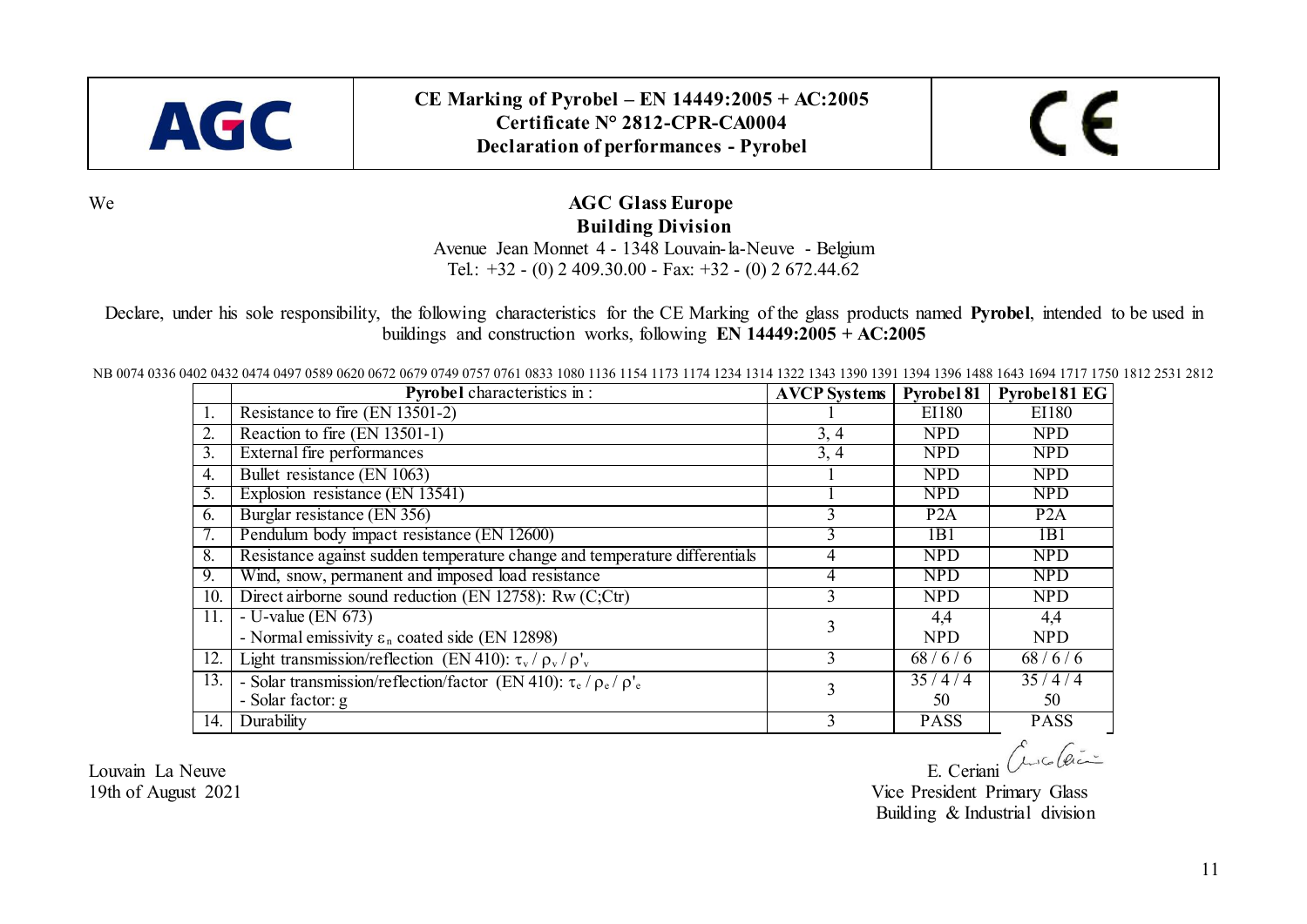**AGC**

**CE Marking of Pyrobel – EN 14449:2005 + AC:2005**
**Certificate N° 2812-CPR-CA0004**
**Declaration of performances - Pyrobel**

CE

We

**AGC Glass Europe**
**Building Division**
Avenue Jean Monnet 4 - 1348 Louvain-la-Neuve - Belgium
Tel.: +32 - (0) 2 409.30.00 - Fax: +32 - (0) 2 672.44.62

Declare, under his sole responsibility, the following characteristics for the CE Marking of the glass products named **Pyrobel**, intended to be used in buildings and construction works, following **EN 14449:2005 + AC:2005**

NB 0074 0336 0402 0432 0474 0497 0589 0620 0672 0679 0749 0757 0761 0833 1080 1136 1154 1173 1174 1234 1314 1322 1343 1390 1391 1394 1396 1488 1643 1694 1717 1750 1812 2531 2812

| | **Pyrobel** characteristics in : | **AVCP Systems** | **Pyrobel 81** | **Pyrobel 81 EG** |
|---|---|---|---|---|
| 1. | Resistance to fire (EN 13501-2) | 1 | EI180 | EI180 |
| 2. | Reaction to fire (EN 13501-1) | 3, 4 | NPD | NPD |
| 3. | External fire performances | 3, 4 | NPD | NPD |
| 4. | Bullet resistance (EN 1063) | 1 | NPD | NPD |
| 5. | Explosion resistance (EN 13541) | 1 | NPD | NPD |
| 6. | Burglar resistance (EN 356) | 3 | P2A | P2A |
| 7. | Pendulum body impact resistance (EN 12600) | 3 | 1B1 | 1B1 |
| 8. | Resistance against sudden temperature change and temperature differentials | 4 | NPD | NPD |
| 9. | Wind, snow, permanent and imposed load resistance | 4 | NPD | NPD |
| 10. | Direct airborne sound reduction (EN 12758): Rw (C;Ctr) | 3 | NPD | NPD |
| 11. | - U-value (EN 673)<br>- Normal emissivity $\varepsilon_n$ coated side (EN 12898) | 3 | 4,4<br>NPD | 4,4<br>NPD |
| 12. | Light transmission/reflection (EN 410): $\tau_v$ / $\rho_v$ / $\rho'_v$ | 3 | 68 / 6 / 6 | 68 / 6 / 6 |
| 13. | - Solar transmission/reflection/factor (EN 410): $\tau_e$ / $\rho_e$ / $\rho'_e$<br>- Solar factor: g | 3 | 35 / 4 / 4<br>50 | 35 / 4 / 4<br>50 |
| 14. | Durability | 3 | PASS | PASS |

Louvain La Neuve
19th of August 2021

E. Ceriani
Vice President Primary Glass
Building & Industrial division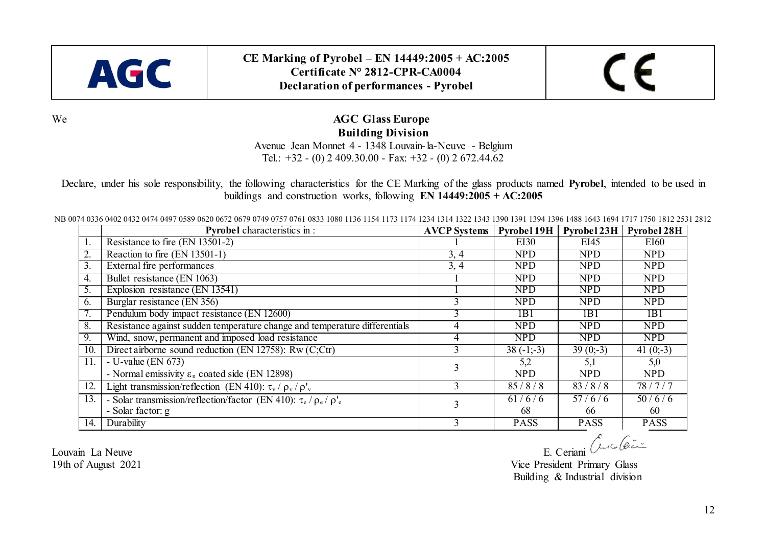| AGC | **CE Marking of Pyrobel – EN 14449:2005 + AC:2005**<br>**Certificate N° 2812-CPR-CA0004**<br>**Declaration of performances - Pyrobel** | CE |
|---|---|---|

We

**AGC Glass Europe**
**Building Division**
Avenue Jean Monnet 4 - 1348 Louvain-la-Neuve - Belgium
Tel.: +32 - (0) 2 409.30.00 - Fax: +32 - (0) 2 672.44.62

Declare, under his sole responsibility, the following characteristics for the CE Marking of the glass products named **Pyrobel**, intended to be used in buildings and construction works, following **EN 14449:2005 + AC:2005**

NB 0074 0336 0402 0432 0474 0497 0589 0620 0672 0679 0749 0757 0761 0833 1080 1136 1154 1173 1174 1234 1314 1322 1343 1390 1391 1394 1396 1488 1643 1694 1717 1750 1812 2531 2812

| | **Pyrobel** characteristics in : | **AVCP Systems** | **Pyrobel 19H** | **Pyrobel 23H** | **Pyrobel 28H** |
|---|---|---|---|---|---|
| 1. | Resistance to fire (EN 13501-2) | 1 | EI30 | EI45 | EI60 |
| 2. | Reaction to fire (EN 13501-1) | 3, 4 | NPD | NPD | NPD |
| 3. | External fire performances | 3, 4 | NPD | NPD | NPD |
| 4. | Bullet resistance (EN 1063) | 1 | NPD | NPD | NPD |
| 5. | Explosion resistance (EN 13541) | 1 | NPD | NPD | NPD |
| 6. | Burglar resistance (EN 356) | 3 | NPD | NPD | NPD |
| 7. | Pendulum body impact resistance (EN 12600) | 3 | 1B1 | 1B1 | 1B1 |
| 8. | Resistance against sudden temperature change and temperature differentials | 4 | NPD | NPD | NPD |
| 9. | Wind, snow, permanent and imposed load resistance | 4 | NPD | NPD | NPD |
| 10. | Direct airborne sound reduction (EN 12758): Rw (C;Ctr) | 3 | 38 (-1;-3) | 39 (0;-3) | 41 (0;-3) |
| 11. | - U-value (EN 673)<br>- Normal emissivity $\varepsilon_n$ coated side (EN 12898) | 3 | 5,2<br>NPD | 5,1<br>NPD | 5,0<br>NPD |
| 12. | Light transmission/reflection (EN 410): $\tau_v$ / $\rho_v$ / $\rho'_v$ | 3 | 85 / 8 / 8 | 83 / 8 / 8 | 78 / 7 / 7 |
| 13. | - Solar transmission/reflection/factor (EN 410): $\tau_e$ / $\rho_e$ / $\rho'_e$<br>- Solar factor: g | 3 | 61 / 6 / 6<br>68 | 57 / 6 / 6<br>66 | 50 / 6 / 6<br>60 |
| 14. | Durability | 3 | PASS | PASS | PASS |

Louvain La Neuve
19th of August 2021

E. Ceriani
Vice President Primary Glass
Building & Industrial division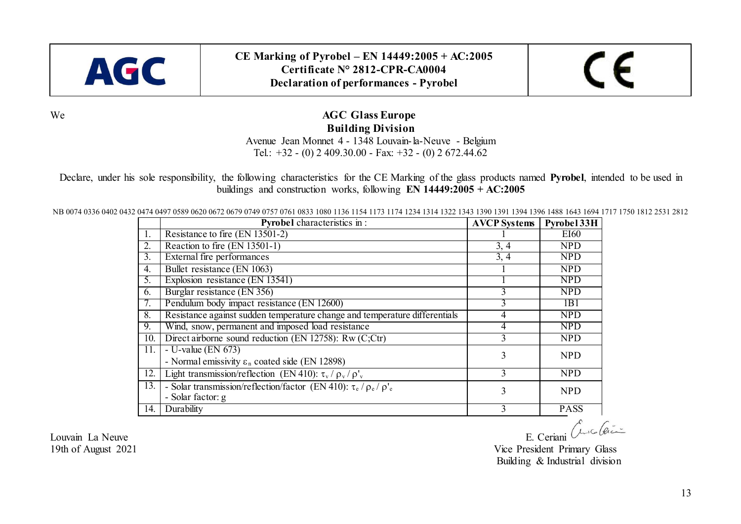AGC

**CE Marking of Pyrobel – EN 14449:2005 + AC:2005**
**Certificate N° 2812-CPR-CA0004**
**Declaration of performances - Pyrobel**

CE

We

**AGC Glass Europe**
**Building Division**
Avenue Jean Monnet 4 - 1348 Louvain-la-Neuve - Belgium
Tel.: +32 - (0) 2 409.30.00 - Fax: +32 - (0) 2 672.44.62

Declare, under his sole responsibility, the following characteristics for the CE Marking of the glass products named **Pyrobel**, intended to be used in buildings and construction works, following **EN 14449:2005 + AC:2005**

NB 0074 0336 0402 0432 0474 0497 0589 0620 0672 0679 0749 0757 0761 0833 1080 1136 1154 1173 1174 1234 1314 1322 1343 1390 1391 1394 1396 1488 1643 1694 1717 1750 1812 2531 2812

| | **Pyrobel** characteristics in : | **AVCP Systems** | **Pyrobel 33H** |
|---|---|---|---|
| 1. | Resistance to fire (EN 13501-2) | 1 | EI60 |
| 2. | Reaction to fire (EN 13501-1) | 3, 4 | NPD |
| 3. | External fire performances | 3, 4 | NPD |
| 4. | Bullet resistance (EN 1063) | 1 | NPD |
| 5. | Explosion resistance (EN 13541) | 1 | NPD |
| 6. | Burglar resistance (EN 356) | 3 | NPD |
| 7. | Pendulum body impact resistance (EN 12600) | 3 | 1B1 |
| 8. | Resistance against sudden temperature change and temperature differentials | 4 | NPD |
| 9. | Wind, snow, permanent and imposed load resistance | 4 | NPD |
| 10. | Direct airborne sound reduction (EN 12758): Rw (C;Ctr) | 3 | NPD |
| 11. | - U-value (EN 673)<br>- Normal emissivity $\varepsilon_n$ coated side (EN 12898) | 3 | NPD |
| 12. | Light transmission/reflection (EN 410): $\tau_v$ / $\rho_v$ / $\rho'_v$ | 3 | NPD |
| 13. | - Solar transmission/reflection/factor (EN 410): $\tau_e$ / $\rho_e$ / $\rho'_e$<br>- Solar factor: g | 3 | NPD |
| 14. | Durability | 3 | PASS |

Louvain La Neuve
19th of August 2021

E. Ceriani
Vice President Primary Glass
Building & Industrial division